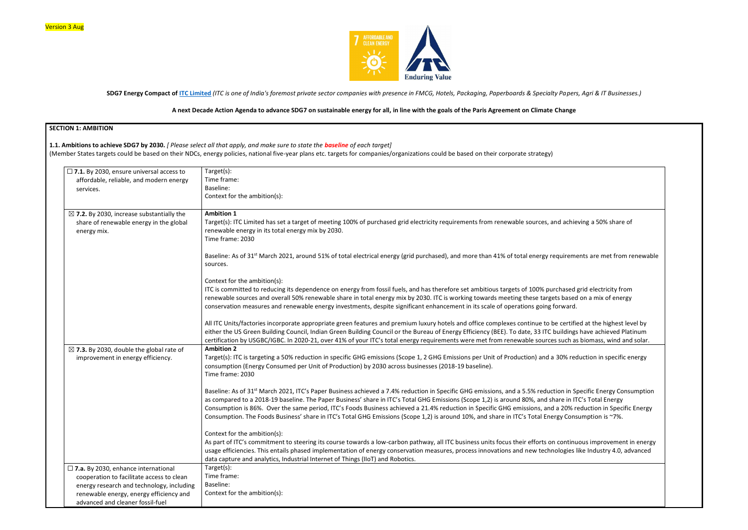Version 3 Aug

**SDG7 Energy Compact of ITC Limited** *(ITC is one of India's foremost private sector companies with presence in FMCG, Hotels, Packaging, Paperboards & Specialty Papers, Agri & IT Businesses.)*

**A next Decade Action Agenda to advance SDG7 on sustainable energy for all, in line with the goals of the Paris Agreement on Climate Change**

## SECTION 1: AMBITION

**1.1. Ambitions to achieve SDG7 by 2030.** *[ Please select all that apply, and make sure to state the **baseline** of each target]*
(Member States targets could be based on their NDCs, energy policies, national five-year plans etc. targets for companies/organizations could be based on their corporate strategy)

| | |
|---|---|
| ☐ **7.1.** By 2030, ensure universal access to affordable, reliable, and modern energy services. | Target(s):<br>Time frame:<br>Baseline:<br>Context for the ambition(s): |
| ☒ **7.2.** By 2030, increase substantially the share of renewable energy in the global energy mix. | **Ambition 1**<br>Target(s): ITC Limited has set a target of meeting 100% of purchased grid electricity requirements from renewable sources, and achieving a 50% share of renewable energy in its total energy mix by 2030.<br>Time frame: 2030<br><br>Baseline: As of 31st March 2021, around 51% of total electrical energy (grid purchased), and more than 41% of total energy requirements are met from renewable sources.<br><br>Context for the ambition(s):<br>ITC is committed to reducing its dependence on energy from fossil fuels, and has therefore set ambitious targets of 100% purchased grid electricity from renewable sources and overall 50% renewable share in total energy mix by 2030. ITC is working towards meeting these targets based on a mix of energy conservation measures and renewable energy investments, despite significant enhancement in its scale of operations going forward.<br><br>All ITC Units/factories incorporate appropriate green features and premium luxury hotels and office complexes continue to be certified at the highest level by either the US Green Building Council, Indian Green Building Council or the Bureau of Energy Efficiency (BEE). To date, 33 ITC buildings have achieved Platinum certification by USGBC/IGBC. In 2020-21, over 41% of your ITC's total energy requirements were met from renewable sources such as biomass, wind and solar. |
| ☒ **7.3.** By 2030, double the global rate of improvement in energy efficiency. | **Ambition 2**<br>Target(s): ITC is targeting a 50% reduction in specific GHG emissions (Scope 1, 2 GHG Emissions per Unit of Production) and a 30% reduction in specific energy consumption (Energy Consumed per Unit of Production) by 2030 across businesses (2018-19 baseline).<br>Time frame: 2030<br><br>Baseline: As of 31st March 2021, ITC's Paper Business achieved a 7.4% reduction in Specific GHG emissions, and a 5.5% reduction in Specific Energy Consumption as compared to a 2018-19 baseline. The Paper Business' share in ITC's Total GHG Emissions (Scope 1,2) is around 80%, and share in ITC's Total Energy Consumption is 86%. Over the same period, ITC's Foods Business achieved a 21.4% reduction in Specific GHG emissions, and a 20% reduction in Specific Energy Consumption. The Foods Business' share in ITC's Total GHG Emissions (Scope 1,2) is around 10%, and share in ITC's Total Energy Consumption is ~7%.<br><br>Context for the ambition(s):<br>As part of ITC's commitment to steering its course towards a low-carbon pathway, all ITC business units focus their efforts on continuous improvement in energy usage efficiencies. This entails phased implementation of energy conservation measures, process innovations and new technologies like Industry 4.0, advanced data capture and analytics, Industrial Internet of Things (IIoT) and Robotics. |
| ☐ **7.a.** By 2030, enhance international cooperation to facilitate access to clean energy research and technology, including renewable energy, energy efficiency and advanced and cleaner fossil-fuel | Target(s):<br>Time frame:<br>Baseline:<br>Context for the ambition(s): |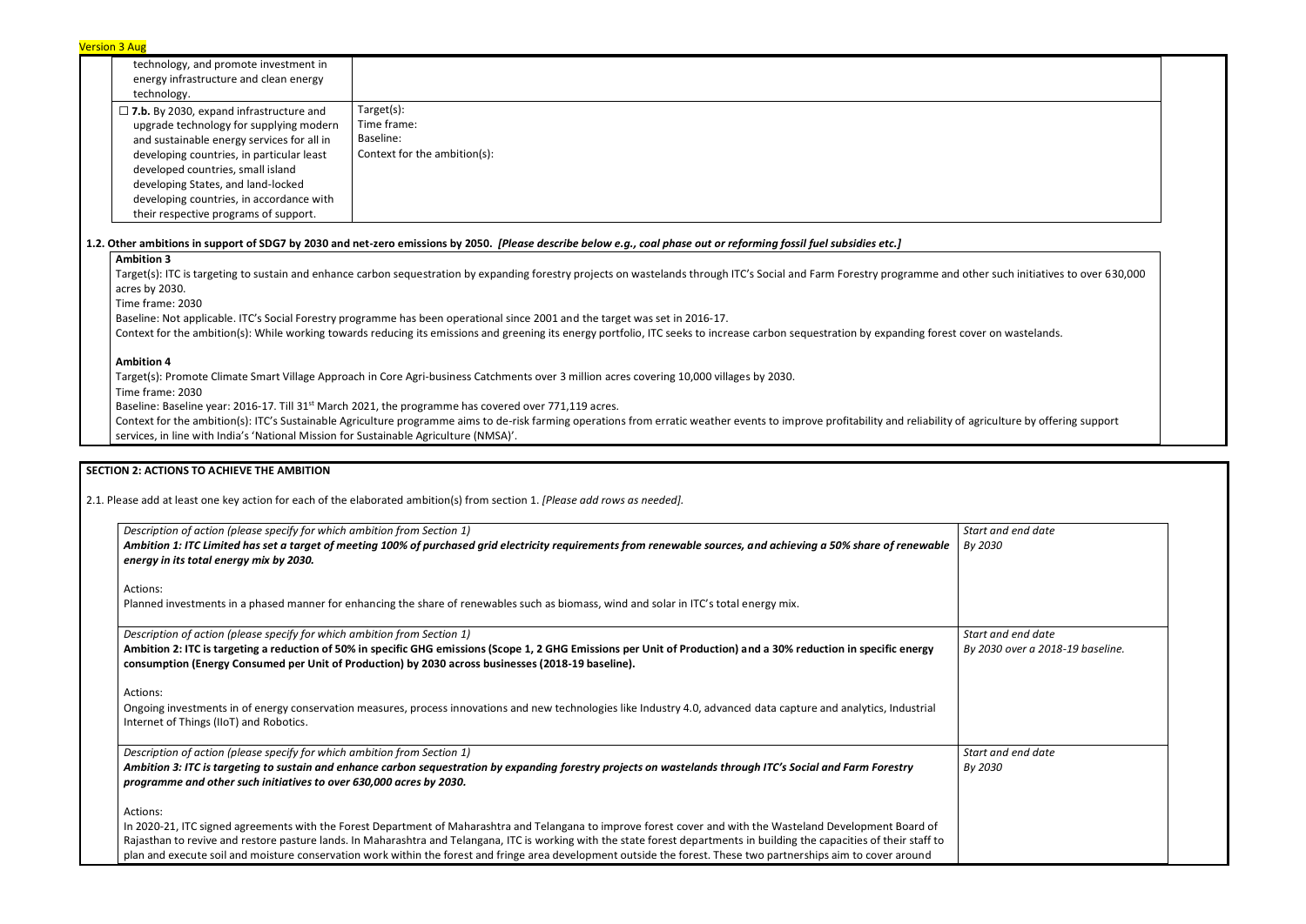Version 3 Aug

| | |
|---|---|
| technology, and promote investment in energy infrastructure and clean energy technology. | |
| ☐ **7.b.** By 2030, expand infrastructure and upgrade technology for supplying modern and sustainable energy services for all in developing countries, in particular least developed countries, small island developing States, and land-locked developing countries, in accordance with their respective programs of support. | Target(s):<br>Time frame:<br>Baseline:<br>Context for the ambition(s): |

**1.2. Other ambitions in support of SDG7 by 2030 and net-zero emissions by 2050.** ***[Please describe below e.g., coal phase out or reforming fossil fuel subsidies etc.]***

**Ambition 3**

Target(s): ITC is targeting to sustain and enhance carbon sequestration by expanding forestry projects on wastelands through ITC's Social and Farm Forestry programme and other such initiatives to over 630,000 acres by 2030.

Time frame: 2030

Baseline: Not applicable. ITC's Social Forestry programme has been operational since 2001 and the target was set in 2016-17.

Context for the ambition(s): While working towards reducing its emissions and greening its energy portfolio, ITC seeks to increase carbon sequestration by expanding forest cover on wastelands.

**Ambition 4**

Target(s): Promote Climate Smart Village Approach in Core Agri-business Catchments over 3 million acres covering 10,000 villages by 2030.

Time frame: 2030

Baseline: Baseline year: 2016-17. Till 31st March 2021, the programme has covered over 771,119 acres.

Context for the ambition(s): ITC's Sustainable Agriculture programme aims to de-risk farming operations from erratic weather events to improve profitability and reliability of agriculture by offering support services, in line with India's 'National Mission for Sustainable Agriculture (NMSA)'.

**SECTION 2: ACTIONS TO ACHIEVE THE AMBITION**

2.1. Please add at least one key action for each of the elaborated ambition(s) from section 1. *[Please add rows as needed].*

| Description of action | Start and end date |
|---|---|
| *Description of action (please specify for which ambition from Section 1)*<br>***Ambition 1: ITC Limited has set a target of meeting 100% of purchased grid electricity requirements from renewable sources, and achieving a 50% share of renewable energy in its total energy mix by 2030.***<br><br>Actions:<br>Planned investments in a phased manner for enhancing the share of renewables such as biomass, wind and solar in ITC's total energy mix. | *Start and end date*<br>*By 2030* |
| *Description of action (please specify for which ambition from Section 1)*<br>**Ambition 2: ITC is targeting a reduction of 50% in specific GHG emissions (Scope 1, 2 GHG Emissions per Unit of Production) and a 30% reduction in specific energy consumption (Energy Consumed per Unit of Production) by 2030 across businesses (2018-19 baseline).**<br><br>Actions:<br>Ongoing investments in of energy conservation measures, process innovations and new technologies like Industry 4.0, advanced data capture and analytics, Industrial Internet of Things (IIoT) and Robotics. | *Start and end date*<br>*By 2030 over a 2018-19 baseline.* |
| *Description of action (please specify for which ambition from Section 1)*<br>***Ambition 3: ITC is targeting to sustain and enhance carbon sequestration by expanding forestry projects on wastelands through ITC's Social and Farm Forestry programme and other such initiatives to over 630,000 acres by 2030.***<br><br>Actions:<br>In 2020-21, ITC signed agreements with the Forest Department of Maharashtra and Telangana to improve forest cover and with the Wasteland Development Board of Rajasthan to revive and restore pasture lands. In Maharashtra and Telangana, ITC is working with the state forest departments in building the capacities of their staff to plan and execute soil and moisture conservation work within the forest and fringe area development outside the forest. These two partnerships aim to cover around | *Start and end date*<br>*By 2030* |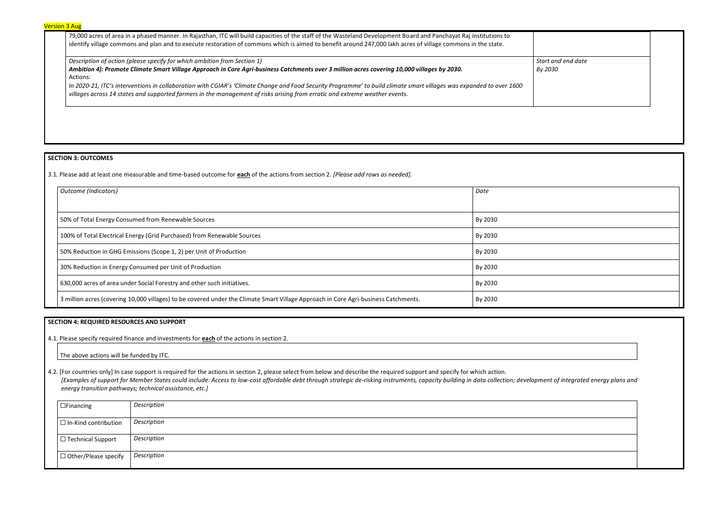Version 3 Aug

| | |
|---|---|
| 79,000 acres of area in a phased manner. In Rajasthan, ITC will build capacities of the staff of the Wasteland Development Board and Panchayat Raj institutions to identify village commons and plan and to execute restoration of commons which is aimed to benefit around 247,000 lakh acres of village commons in the state. | |
| *Description of action (please specify for which ambition from Section 1)*<br>***Ambition 4): Promote Climate Smart Village Approach in Core Agri-business Catchments over 3 million acres covering 10,000 villages by 2030.***<br>Actions:<br>*In 2020-21, ITC's interventions in collaboration with CGIAR's 'Climate Change and Food Security Programme' to build climate smart villages was expanded to over 1600 villages across 14 states and supported farmers in the management of risks arising from erratic and extreme weather events.* | *Start and end date*<br>*By 2030* |

**SECTION 3: OUTCOMES**

3.1. Please add at least one measurable and time-based outcome for **each** of the actions from section 2. *[Please add rows as needed].*

| *Outcome (Indicators)* | *Date* |
|---|---|
| 50% of Total Energy Consumed from Renewable Sources | By 2030 |
| 100% of Total Electrical Energy (Grid Purchased) from Renewable Sources | By 2030 |
| 50% Reduction in GHG Emissions (Scope 1, 2) per Unit of Production | By 2030 |
| 30% Reduction in Energy Consumed per Unit of Production | By 2030 |
| 630,000 acres of area under Social Forestry and other such initiatives. | By 2030 |
| 3 million acres (covering 10,000 villages) to be covered under the Climate Smart Village Approach in Core Agri-business Catchments. | By 2030 |

**SECTION 4: REQUIRED RESOURCES AND SUPPORT**

4.1. Please specify required finance and investments for **each** of the actions in section 2.

The above actions will be funded by ITC.

4.2. [For countries only] In case support is required for the actions in section 2, please select from below and describe the required support and specify for which action.
*[Examples of support for Member States could include: Access to low-cost affordable debt through strategic de-risking instruments, capacity building in data collection; development of integrated energy plans and energy transition pathways; technical assistance, etc.]*

| | |
|---|---|
| ☐Financing | *Description* |
| ☐ In-Kind contribution | *Description* |
| ☐ Technical Support | *Description* |
| ☐ Other/Please specify | *Description* |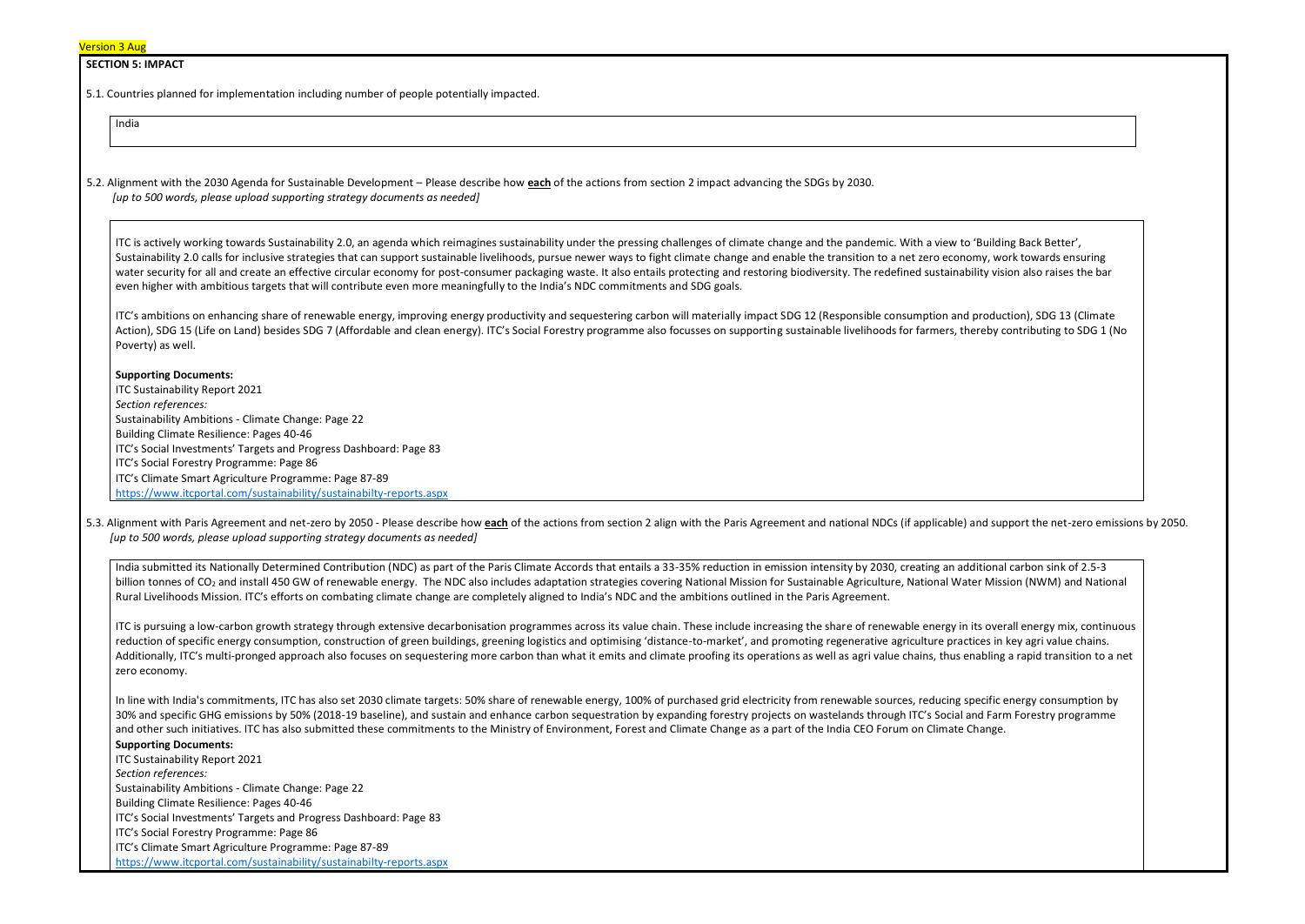Version 3 Aug

**SECTION 5: IMPACT**

5.1. Countries planned for implementation including number of people potentially impacted.

India

5.2. Alignment with the 2030 Agenda for Sustainable Development – Please describe how **each** of the actions from section 2 impact advancing the SDGs by 2030.
*[up to 500 words, please upload supporting strategy documents as needed]*

ITC is actively working towards Sustainability 2.0, an agenda which reimagines sustainability under the pressing challenges of climate change and the pandemic. With a view to 'Building Back Better', Sustainability 2.0 calls for inclusive strategies that can support sustainable livelihoods, pursue newer ways to fight climate change and enable the transition to a net zero economy, work towards ensuring water security for all and create an effective circular economy for post-consumer packaging waste. It also entails protecting and restoring biodiversity. The redefined sustainability vision also raises the bar even higher with ambitious targets that will contribute even more meaningfully to the India's NDC commitments and SDG goals.

ITC's ambitions on enhancing share of renewable energy, improving energy productivity and sequestering carbon will materially impact SDG 12 (Responsible consumption and production), SDG 13 (Climate Action), SDG 15 (Life on Land) besides SDG 7 (Affordable and clean energy). ITC's Social Forestry programme also focusses on supporting sustainable livelihoods for farmers, thereby contributing to SDG 1 (No Poverty) as well.

**Supporting Documents:**
ITC Sustainability Report 2021
*Section references:*
Sustainability Ambitions - Climate Change: Page 22
Building Climate Resilience: Pages 40-46
ITC's Social Investments' Targets and Progress Dashboard: Page 83
ITC's Social Forestry Programme: Page 86
ITC's Climate Smart Agriculture Programme: Page 87-89
https://www.itcportal.com/sustainability/sustainabilty-reports.aspx

5.3. Alignment with Paris Agreement and net-zero by 2050 - Please describe how **each** of the actions from section 2 align with the Paris Agreement and national NDCs (if applicable) and support the net-zero emissions by 2050.
*[up to 500 words, please upload supporting strategy documents as needed]*

India submitted its Nationally Determined Contribution (NDC) as part of the Paris Climate Accords that entails a 33-35% reduction in emission intensity by 2030, creating an additional carbon sink of 2.5-3 billion tonnes of $CO_2$ and install 450 GW of renewable energy. The NDC also includes adaptation strategies covering National Mission for Sustainable Agriculture, National Water Mission (NWM) and National Rural Livelihoods Mission. ITC's efforts on combating climate change are completely aligned to India's NDC and the ambitions outlined in the Paris Agreement.

ITC is pursuing a low-carbon growth strategy through extensive decarbonisation programmes across its value chain. These include increasing the share of renewable energy in its overall energy mix, continuous reduction of specific energy consumption, construction of green buildings, greening logistics and optimising 'distance-to-market', and promoting regenerative agriculture practices in key agri value chains. Additionally, ITC's multi-pronged approach also focuses on sequestering more carbon than what it emits and climate proofing its operations as well as agri value chains, thus enabling a rapid transition to a net zero economy.

In line with India's commitments, ITC has also set 2030 climate targets: 50% share of renewable energy, 100% of purchased grid electricity from renewable sources, reducing specific energy consumption by 30% and specific GHG emissions by 50% (2018-19 baseline), and sustain and enhance carbon sequestration by expanding forestry projects on wastelands through ITC's Social and Farm Forestry programme and other such initiatives. ITC has also submitted these commitments to the Ministry of Environment, Forest and Climate Change as a part of the India CEO Forum on Climate Change.

**Supporting Documents:**
ITC Sustainability Report 2021
*Section references:*
Sustainability Ambitions - Climate Change: Page 22
Building Climate Resilience: Pages 40-46
ITC's Social Investments' Targets and Progress Dashboard: Page 83
ITC's Social Forestry Programme: Page 86
ITC's Climate Smart Agriculture Programme: Page 87-89
https://www.itcportal.com/sustainability/sustainabilty-reports.aspx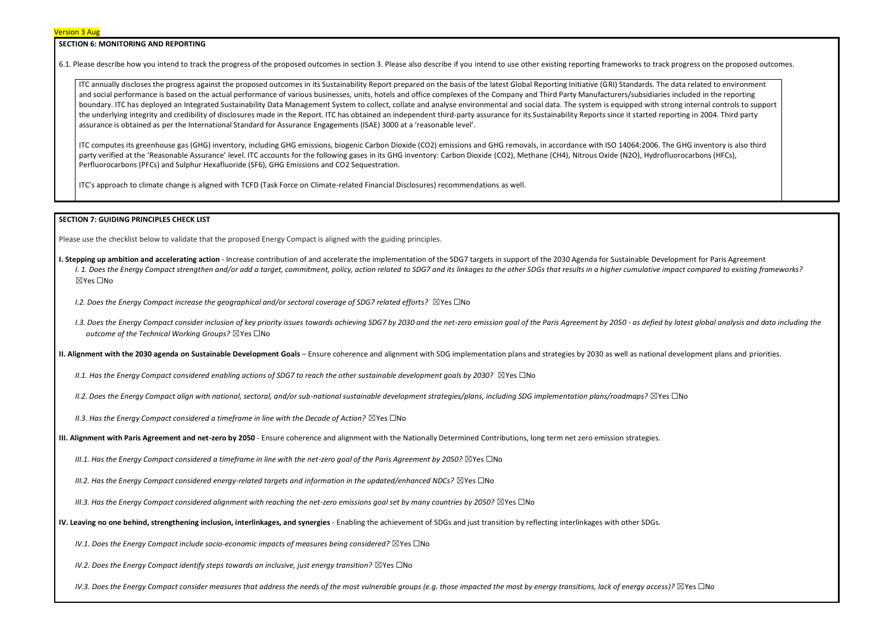Version 3 Aug

## SECTION 6: MONITORING AND REPORTING

6.1. Please describe how you intend to track the progress of the proposed outcomes in section 3. Please also describe if you intend to use other existing reporting frameworks to track progress on the proposed outcomes.

ITC annually discloses the progress against the proposed outcomes in its Sustainability Report prepared on the basis of the latest Global Reporting Initiative (GRI) Standards. The data related to environment and social performance is based on the actual performance of various businesses, units, hotels and office complexes of the Company and Third Party Manufacturers/subsidiaries included in the reporting boundary. ITC has deployed an Integrated Sustainability Data Management System to collect, collate and analyse environmental and social data. The system is equipped with strong internal controls to support the underlying integrity and credibility of disclosures made in the Report. ITC has obtained an independent third-party assurance for its Sustainability Reports since it started reporting in 2004. Third party assurance is obtained as per the International Standard for Assurance Engagements (ISAE) 3000 at a 'reasonable level'.

ITC computes its greenhouse gas (GHG) inventory, including GHG emissions, biogenic Carbon Dioxide ($CO_2$) emissions and GHG removals, in accordance with ISO 14064:2006. The GHG inventory is also third party verified at the 'Reasonable Assurance' level. ITC accounts for the following gases in its GHG inventory: Carbon Dioxide ($CO_2$), Methane ($CH_4$), Nitrous Oxide ($N_2O$), Hydrofluorocarbons (HFCs), Perfluorocarbons (PFCs) and Sulphur Hexafluoride ($SF_6$), GHG Emissions and $CO_2$ Sequestration.

ITC's approach to climate change is aligned with TCFD (Task Force on Climate-related Financial Disclosures) recommendations as well.

## SECTION 7: GUIDING PRINCIPLES CHECK LIST

Please use the checklist below to validate that the proposed Energy Compact is aligned with the guiding principles.

**I. Stepping up ambition and accelerating action** - Increase contribution of and accelerate the implementation of the SDG7 targets in support of the 2030 Agenda for Sustainable Development for Paris Agreement

*I. 1. Does the Energy Compact strengthen and/or add a target, commitment, policy, action related to SDG7 and its linkages to the other SDGs that results in a higher cumulative impact compared to existing frameworks?* ☒Yes ☐No

*I.2. Does the Energy Compact increase the geographical and/or sectoral coverage of SDG7 related efforts?* ☒Yes ☐No

*I.3. Does the Energy Compact consider inclusion of key priority issues towards achieving SDG7 by 2030 and the net-zero emission goal of the Paris Agreement by 2050 - as defied by latest global analysis and data including the outcome of the Technical Working Groups?* ☒Yes ☐No

**II. Alignment with the 2030 agenda on Sustainable Development Goals** – Ensure coherence and alignment with SDG implementation plans and strategies by 2030 as well as national development plans and priorities.

*II.1. Has the Energy Compact considered enabling actions of SDG7 to reach the other sustainable development goals by 2030?* ☒Yes ☐No

*II.2. Does the Energy Compact align with national, sectoral, and/or sub-national sustainable development strategies/plans, including SDG implementation plans/roadmaps?* ☒Yes ☐No

*II.3. Has the Energy Compact considered a timeframe in line with the Decade of Action?* ☒Yes ☐No

**III. Alignment with Paris Agreement and net-zero by 2050** - Ensure coherence and alignment with the Nationally Determined Contributions, long term net zero emission strategies.

*III.1. Has the Energy Compact considered a timeframe in line with the net-zero goal of the Paris Agreement by 2050?* ☒Yes ☐No

*III.2. Has the Energy Compact considered energy-related targets and information in the updated/enhanced NDCs?* ☒Yes ☐No

*III.3. Has the Energy Compact considered alignment with reaching the net-zero emissions goal set by many countries by 2050?* ☒Yes ☐No

**IV. Leaving no one behind, strengthening inclusion, interlinkages, and synergies** - Enabling the achievement of SDGs and just transition by reflecting interlinkages with other SDGs.

*IV.1. Does the Energy Compact include socio-economic impacts of measures being considered?* ☒Yes ☐No

*IV.2. Does the Energy Compact identify steps towards an inclusive, just energy transition?* ☒Yes ☐No

*IV.3. Does the Energy Compact consider measures that address the needs of the most vulnerable groups (e.g. those impacted the most by energy transitions, lack of energy access)?* ☒Yes ☐No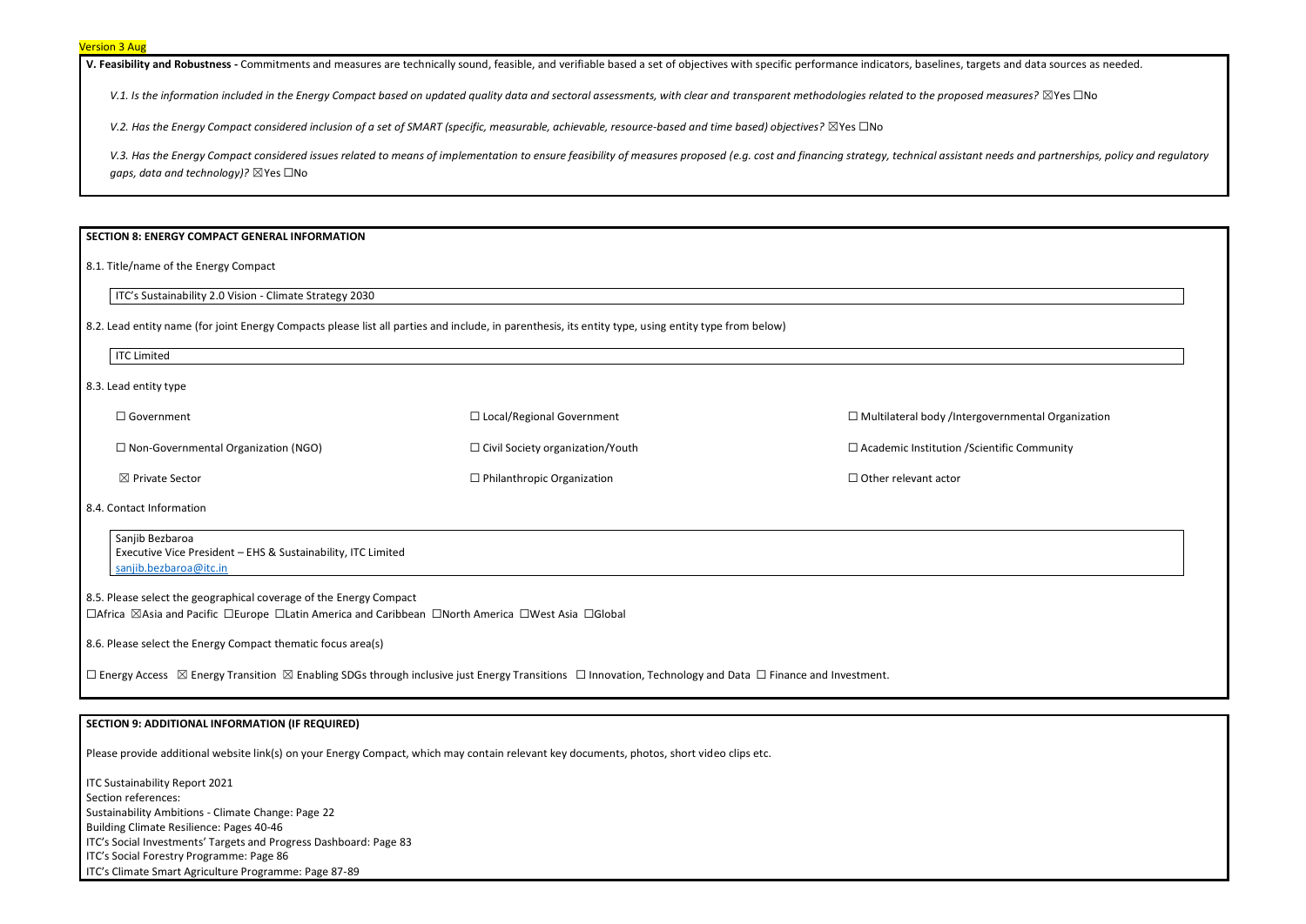Version 3 Aug

**V. Feasibility and Robustness -** Commitments and measures are technically sound, feasible, and verifiable based a set of objectives with specific performance indicators, baselines, targets and data sources as needed.

*V.1. Is the information included in the Energy Compact based on updated quality data and sectoral assessments, with clear and transparent methodologies related to the proposed measures?* ☒Yes ☐No

*V.2. Has the Energy Compact considered inclusion of a set of SMART (specific, measurable, achievable, resource-based and time based) objectives?* ☒Yes ☐No

*V.3. Has the Energy Compact considered issues related to means of implementation to ensure feasibility of measures proposed (e.g. cost and financing strategy, technical assistant needs and partnerships, policy and regulatory gaps, data and technology)?* ☒Yes ☐No

## SECTION 8: ENERGY COMPACT GENERAL INFORMATION

8.1. Title/name of the Energy Compact

ITC's Sustainability 2.0 Vision - Climate Strategy 2030

8.2. Lead entity name (for joint Energy Compacts please list all parties and include, in parenthesis, its entity type, using entity type from below)

ITC Limited

8.3. Lead entity type

| | | |
|---|---|---|
| ☐ Government | ☐ Local/Regional Government | ☐ Multilateral body /Intergovernmental Organization |
| ☐ Non-Governmental Organization (NGO) | ☐ Civil Society organization/Youth | ☐ Academic Institution /Scientific Community |
| ☒ Private Sector | ☐ Philanthropic Organization | ☐ Other relevant actor |

8.4. Contact Information

Sanjib Bezbaroa
Executive Vice President – EHS & Sustainability, ITC Limited
sanjib.bezbaroa@itc.in

8.5. Please select the geographical coverage of the Energy Compact
☐Africa ☒Asia and Pacific ☐Europe ☐Latin America and Caribbean ☐North America ☐West Asia ☐Global

8.6. Please select the Energy Compact thematic focus area(s)

☐ Energy Access ☒ Energy Transition ☒ Enabling SDGs through inclusive just Energy Transitions ☐ Innovation, Technology and Data ☐ Finance and Investment.

## SECTION 9: ADDITIONAL INFORMATION (IF REQUIRED)

Please provide additional website link(s) on your Energy Compact, which may contain relevant key documents, photos, short video clips etc.

ITC Sustainability Report 2021
Section references:
Sustainability Ambitions - Climate Change: Page 22
Building Climate Resilience: Pages 40-46
ITC's Social Investments' Targets and Progress Dashboard: Page 83
ITC's Social Forestry Programme: Page 86
ITC's Climate Smart Agriculture Programme: Page 87-89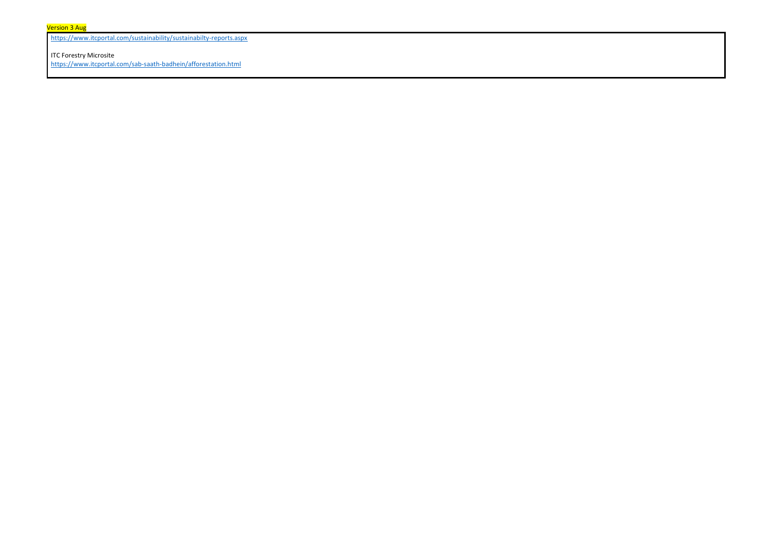Version 3 Aug

https://www.itcportal.com/sustainability/sustainabilty-reports.aspx

ITC Forestry Microsite
https://www.itcportal.com/sab-saath-badhein/afforestation.html